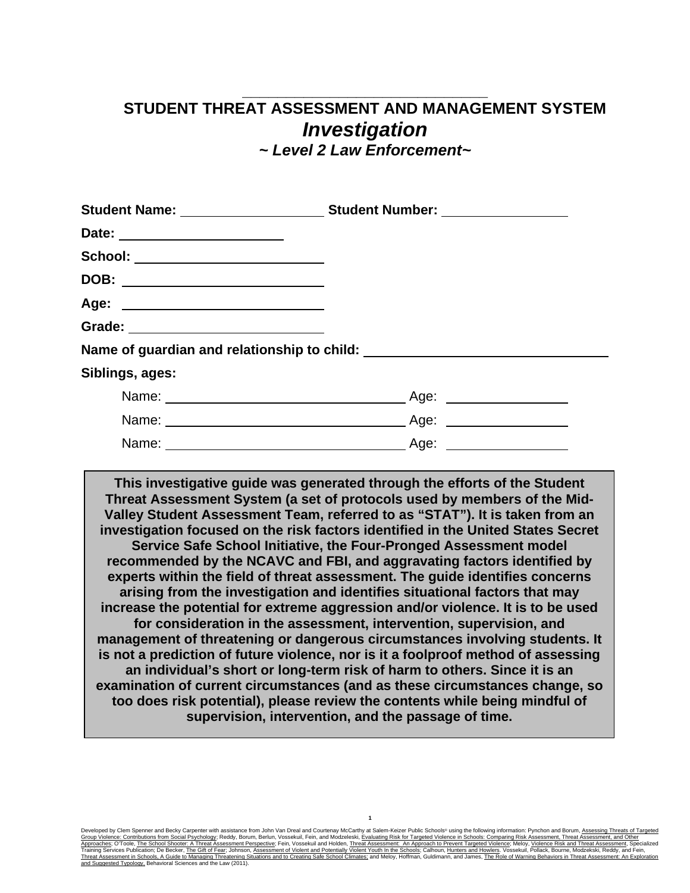______________________________

# STUDENT THREAT ASSESSMENT AND MANAGEMENT SYSTEM

## *Investigation*

### *~ Level 2 Law Enforcement~*

**Student Name:** ____________________ **Student Number:** ________________

**Date:** ______________________

**School:** __________________________

**DOB:** ____________________________

**Age:** ____________________________

**Grade:** __________________________

**Name of guardian and relationship to child:** ________________________________

**Siblings, ages:**

Name: ________________________________ Age: ________________

Name: ________________________________ Age: ________________

Name: ________________________________ Age: ________________

**This investigative guide was generated through the efforts of the Student Threat Assessment System (a set of protocols used by members of the Mid-Valley Student Assessment Team, referred to as "STAT"). It is taken from an investigation focused on the risk factors identified in the United States Secret Service Safe School Initiative, the Four-Pronged Assessment model recommended by the NCAVC and FBI, and aggravating factors identified by experts within the field of threat assessment. The guide identifies concerns arising from the investigation and identifies situational factors that may increase the potential for extreme aggression and/or violence. It is to be used for consideration in the assessment, intervention, supervision, and management of threatening or dangerous circumstances involving students. It is not a prediction of future violence, nor is it a foolproof method of assessing an individual's short or long-term risk of harm to others. Since it is an examination of current circumstances (and as these circumstances change, so too does risk potential), please review the contents while being mindful of supervision, intervention, and the passage of time.**

Developed by Clem Spenner and Becky Carpenter with assistance from John Van Dreal and Courtenay McCarthy at Salem-Keizer Public Schools© using the following information: Pynchon and Borum, Assessing Threats of Targeted Group Violence: Contributions from Social Psychology; Reddy, Borum, Berlun, Vossekuil, Fein, and Modzeleski, Evaluating Risk for Targeted Violence in Schools: Comparing Risk Assessment, Threat Assessment, and Other Approaches; O'Toole, The School Shooter: A Threat Assessment Perspective; Fein, Vossekuil and Holden, Threat Assessment: An Approach to Prevent Targeted Violence; Meloy, Violence Risk and Threat Assessment, Specialized Training Services Publication; De Becker, The Gift of Fear; Johnson, Assessment of Violent and Potentially Violent Youth In the Schools; Calhoun, Hunters and Howlers. Vossekuil, Pollack, Bourne, Modzekski, Reddy, and Fein, Threat Assessment in Schools, A Guide to Managing Threatening Situations and to Creating Safe School Climates; and Meloy, Hoffman, Guldimann, and James, The Role of Warning Behaviors in Threat Assessment: An Exploration and Suggested Typology, Behavioral Sciences and the Law (2011).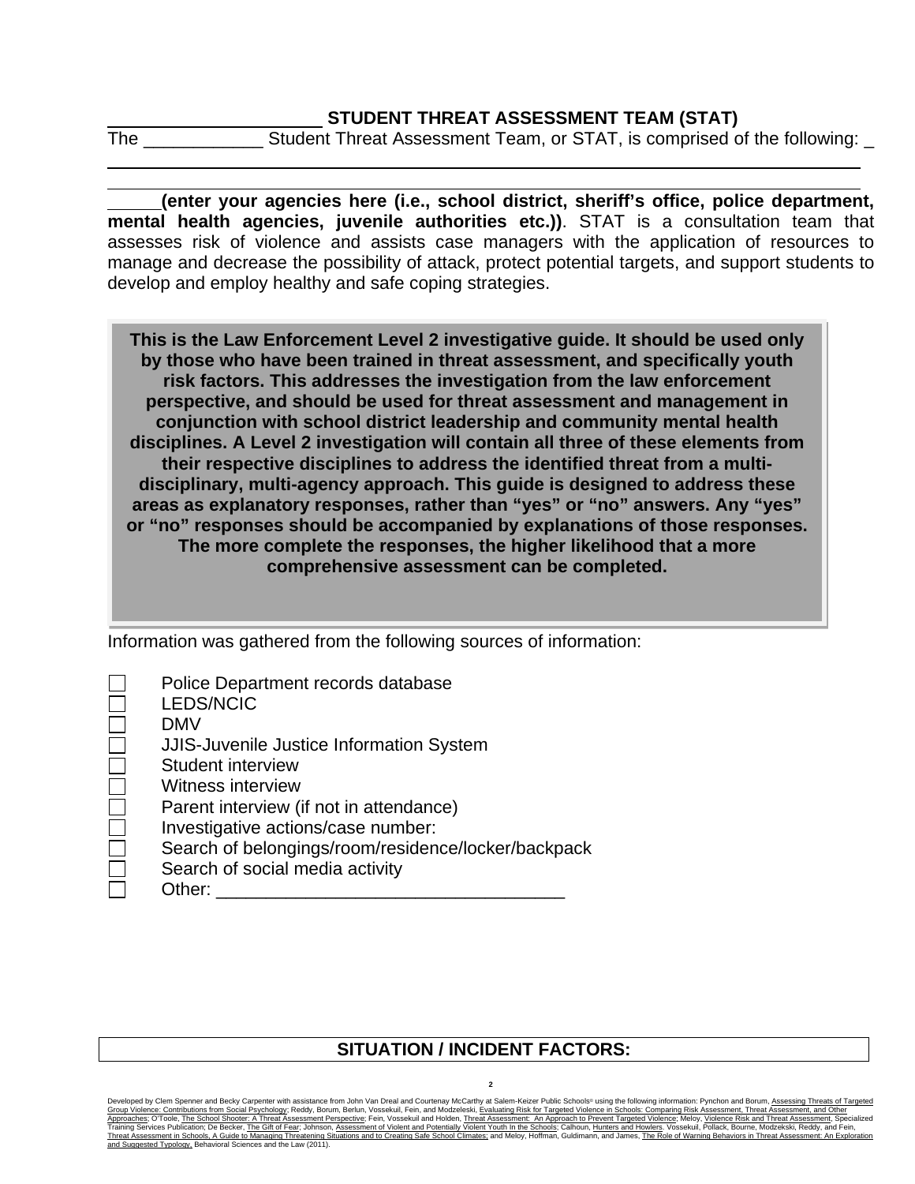## _____________________ STUDENT THREAT ASSESSMENT TEAM (STAT)

The ____________ Student Threat Assessment Team, or STAT, is comprised of the following: _

________________________________________________________________________

______________________________________________________________________

_____**(enter your agencies here (i.e., school district, sheriff's office, police department, mental health agencies, juvenile authorities etc.))**. STAT is a consultation team that assesses risk of violence and assists case managers with the application of resources to manage and decrease the possibility of attack, protect potential targets, and support students to develop and employ healthy and safe coping strategies.

**This is the Law Enforcement Level 2 investigative guide. It should be used only by those who have been trained in threat assessment, and specifically youth risk factors. This addresses the investigation from the law enforcement perspective, and should be used for threat assessment and management in conjunction with school district leadership and community mental health disciplines. A Level 2 investigation will contain all three of these elements from their respective disciplines to address the identified threat from a multi-disciplinary, multi-agency approach. This guide is designed to address these areas as explanatory responses, rather than "yes" or "no" answers. Any "yes" or "no" responses should be accompanied by explanations of those responses. The more complete the responses, the higher likelihood that a more comprehensive assessment can be completed.**

Information was gathered from the following sources of information:

- ☐ Police Department records database
- ☐ LEDS/NCIC
- ☐ DMV
- ☐ JJIS-Juvenile Justice Information System
- ☐ Student interview
- ☐ Witness interview
- ☐ Parent interview (if not in attendance)
- ☐ Investigative actions/case number:
- ☐ Search of belongings/room/residence/locker/backpack
- ☐ Search of social media activity
- ☐ Other: ___________________________________

## SITUATION / INCIDENT FACTORS:

Developed by Clem Spenner and Becky Carpenter with assistance from John Van Dreal and Courtenay McCarthy at Salem-Keizer Public Schools© using the following information: Pynchon and Borum, Assessing Threats of Targeted Group Violence: Contributions from Social Psychology; Reddy, Borum, Berlun, Vossekuil, Fein, and Modzeleski, Evaluating Risk for Targeted Violence in Schools: Comparing Risk Assessment, Threat Assessment, and Other Approaches; O'Toole, The School Shooter: A Threat Assessment Perspective; Fein, Vossekuil and Holden, Threat Assessment: An Approach to Prevent Targeted Violence; Meloy, Violence Risk and Threat Assessment, Specialized Training Services Publication; De Becker, The Gift of Fear; Johnson, Assessment of Violent and Potentially Violent Youth In the Schools; Calhoun, Hunters and Howlers. Vossekuil, Pollack, Bourne, Modzekski, Reddy, and Fein, Threat Assessment in Schools, A Guide to Managing Threatening Situations and to Creating Safe School Climates; and Meloy, Hoffman, Guldimann, and James, The Role of Warning Behaviors in Threat Assessment: An Exploration and Suggested Typology, Behavioral Sciences and the Law (2011).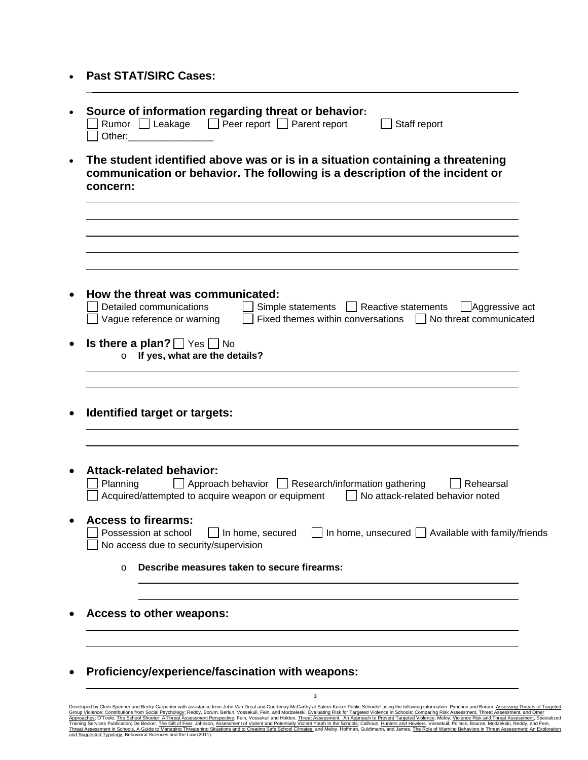- **Past STAT/SIRC Cases:**

\_\_\_\_\_\_\_\_\_\_\_\_\_\_\_\_\_\_\_\_\_\_\_\_\_\_\_\_\_\_\_\_\_\_\_\_\_\_\_\_\_\_\_\_\_\_\_\_\_\_\_\_\_\_\_\_\_\_\_\_

- **Source of information regarding threat or behavior:**
  - ☐ Rumor ☐ Leakage ☐ Peer report ☐ Parent report ☐ Staff report
  - ☐ Other:\_\_\_\_\_\_\_\_\_\_\_\_\_\_\_\_

- **The student identified above was or is in a situation containing a threatening communication or behavior. The following is a description of the incident or concern:**

\_\_\_\_\_\_\_\_\_\_\_\_\_\_\_\_\_\_\_\_\_\_\_\_\_\_\_\_\_\_\_\_\_\_\_\_\_\_\_\_\_\_\_\_\_\_\_\_\_\_\_\_\_\_\_\_\_\_\_\_

\_\_\_\_\_\_\_\_\_\_\_\_\_\_\_\_\_\_\_\_\_\_\_\_\_\_\_\_\_\_\_\_\_\_\_\_\_\_\_\_\_\_\_\_\_\_\_\_\_\_\_\_\_\_\_\_\_\_\_\_

\_\_\_\_\_\_\_\_\_\_\_\_\_\_\_\_\_\_\_\_\_\_\_\_\_\_\_\_\_\_\_\_\_\_\_\_\_\_\_\_\_\_\_\_\_\_\_\_\_\_\_\_\_\_\_\_\_\_\_\_

\_\_\_\_\_\_\_\_\_\_\_\_\_\_\_\_\_\_\_\_\_\_\_\_\_\_\_\_\_\_\_\_\_\_\_\_\_\_\_\_\_\_\_\_\_\_\_\_\_\_\_\_\_\_\_\_\_\_\_\_

\_\_\_\_\_\_\_\_\_\_\_\_\_\_\_\_\_\_\_\_\_\_\_\_\_\_\_\_\_\_\_\_\_\_\_\_\_\_\_\_\_\_\_\_\_\_\_\_\_\_\_\_\_\_\_\_\_\_\_\_

- **How the threat was communicated:**
  - ☐ Detailed communications ☐ Simple statements ☐ Reactive statements ☐ Aggressive act
  - ☐ Vague reference or warning ☐ Fixed themes within conversations ☐ No threat communicated

- **Is there a plan?** ☐ Yes ☐ No
  - **If yes, what are the details?**

\_\_\_\_\_\_\_\_\_\_\_\_\_\_\_\_\_\_\_\_\_\_\_\_\_\_\_\_\_\_\_\_\_\_\_\_\_\_\_\_\_\_\_\_\_\_\_\_\_\_\_\_\_\_\_\_\_\_\_\_

\_\_\_\_\_\_\_\_\_\_\_\_\_\_\_\_\_\_\_\_\_\_\_\_\_\_\_\_\_\_\_\_\_\_\_\_\_\_\_\_\_\_\_\_\_\_\_\_\_\_\_\_\_\_\_\_\_\_\_\_

- **Identified target or targets:**

\_\_\_\_\_\_\_\_\_\_\_\_\_\_\_\_\_\_\_\_\_\_\_\_\_\_\_\_\_\_\_\_\_\_\_\_\_\_\_\_\_\_\_\_\_\_\_\_\_\_\_\_\_\_\_\_\_\_\_\_

\_\_\_\_\_\_\_\_\_\_\_\_\_\_\_\_\_\_\_\_\_\_\_\_\_\_\_\_\_\_\_\_\_\_\_\_\_\_\_\_\_\_\_\_\_\_\_\_\_\_\_\_\_\_\_\_\_\_\_\_

- **Attack-related behavior:**
  - ☐ Planning ☐ Approach behavior ☐ Research/information gathering ☐ Rehearsal
  - ☐ Acquired/attempted to acquire weapon or equipment ☐ No attack-related behavior noted

- **Access to firearms:**
  - ☐ Possession at school ☐ In home, secured ☐ In home, unsecured ☐ Available with family/friends
  - ☐ No access due to security/supervision
  - **Describe measures taken to secure firearms:**

\_\_\_\_\_\_\_\_\_\_\_\_\_\_\_\_\_\_\_\_\_\_\_\_\_\_\_\_\_\_\_\_\_\_\_\_\_\_\_\_\_\_\_\_\_\_\_\_\_\_\_\_\_\_\_\_\_\_\_\_

\_\_\_\_\_\_\_\_\_\_\_\_\_\_\_\_\_\_\_\_\_\_\_\_\_\_\_\_\_\_\_\_\_\_\_\_\_\_\_\_\_\_\_\_\_\_\_\_\_\_\_\_\_\_\_\_\_\_\_\_

- **Access to other weapons:**

\_\_\_\_\_\_\_\_\_\_\_\_\_\_\_\_\_\_\_\_\_\_\_\_\_\_\_\_\_\_\_\_\_\_\_\_\_\_\_\_\_\_\_\_\_\_\_\_\_\_\_\_\_\_\_\_\_\_\_\_

\_\_\_\_\_\_\_\_\_\_\_\_\_\_\_\_\_\_\_\_\_\_\_\_\_\_\_\_\_\_\_\_\_\_\_\_\_\_\_\_\_\_\_\_\_\_\_\_\_\_\_\_\_\_\_\_\_\_\_\_

- **Proficiency/experience/fascination with weapons:**

\_\_\_\_\_\_\_\_\_\_\_\_\_\_\_\_\_\_\_\_\_\_\_\_\_\_\_\_\_\_\_\_\_\_\_\_\_\_\_\_\_\_\_\_\_\_\_\_\_\_\_\_\_\_\_\_\_\_\_\_

Developed by Clem Spenner and Becky Carpenter with assistance from John Van Dreal and Courtenay McCarthy at Salem-Keizer Public Schools© using the following information: Pynchon and Borum, Assessing Threats of Targeted Group Violence: Contributions from Social Psychology; Reddy, Borum, Berlun, Vossekuil, Fein, and Modzeleski, Evaluating Risk for Targeted Violence in Schools: Comparing Risk Assessment, Threat Assessment, and Other Approaches; O'Toole, The School Shooter: A Threat Assessment Perspective; Fein, Vossekuil and Holden, Threat Assessment: An Approach to Prevent Targeted Violence; Meloy, Violence Risk and Threat Assessment, Specialized Training Services Publication; De Becker, The Gift of Fear; Johnson, Assessment of Violent and Potentially Violent Youth In the Schools; Calhoun, Hunters and Howlers. Vossekuil, Pollack, Bourne, Modzekski, Reddy, and Fein, Threat Assessment in Schools, A Guide to Managing Threatening Situations and to Creating Safe School Climates; and Meloy, Hoffman, Guldimann, and James, The Role of Warning Behaviors in Threat Assessment: An Exploration and Suggested Typology, Behavioral Sciences and the Law (2011).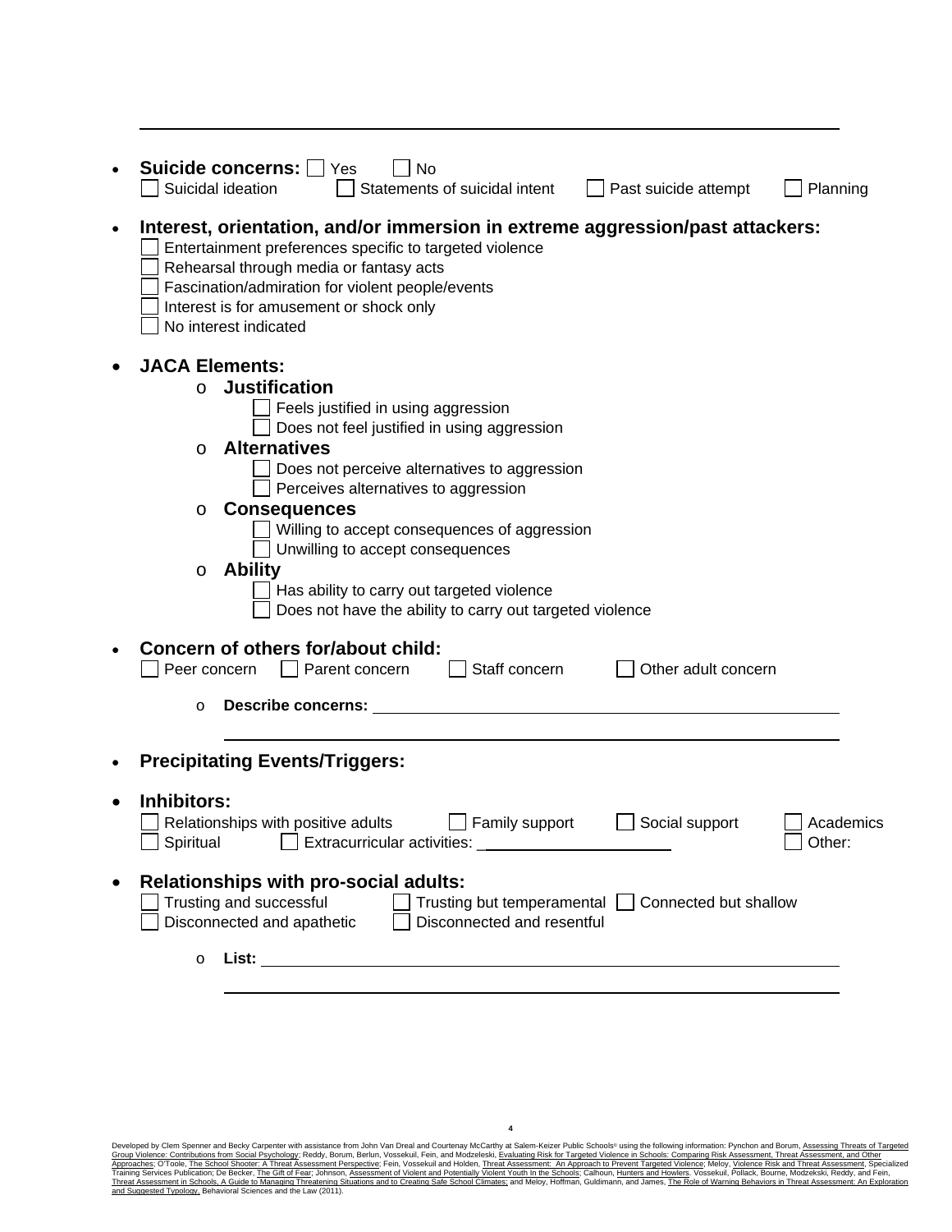---

- **Suicide concerns:** ☐ Yes ☐ No
  ☐ Suicidal ideation ☐ Statements of suicidal intent ☐ Past suicide attempt ☐ Planning

- **Interest, orientation, and/or immersion in extreme aggression/past attackers:**
  ☐ Entertainment preferences specific to targeted violence
  ☐ Rehearsal through media or fantasy acts
  ☐ Fascination/admiration for violent people/events
  ☐ Interest is for amusement or shock only
  ☐ No interest indicated

- **JACA Elements:**
  - **Justification**
    ☐ Feels justified in using aggression
    ☐ Does not feel justified in using aggression
  - **Alternatives**
    ☐ Does not perceive alternatives to aggression
    ☐ Perceives alternatives to aggression
  - **Consequences**
    ☐ Willing to accept consequences of aggression
    ☐ Unwilling to accept consequences
  - **Ability**
    ☐ Has ability to carry out targeted violence
    ☐ Does not have the ability to carry out targeted violence

- **Concern of others for/about child:**
  ☐ Peer concern ☐ Parent concern ☐ Staff concern ☐ Other adult concern
  - **Describe concerns:** ______________________________________________

    ______________________________________________

- **Precipitating Events/Triggers:**

- **Inhibitors:**
  ☐ Relationships with positive adults ☐ Family support ☐ Social support ☐ Academics
  ☐ Spiritual ☐ Extracurricular activities: ______________________ ☐ Other:

- **Relationships with pro-social adults:**
  ☐ Trusting and successful ☐ Trusting but temperamental ☐ Connected but shallow
  ☐ Disconnected and apathetic ☐ Disconnected and resentful
  - **List:** ______________________________________________

    ______________________________________________

Developed by Clem Spenner and Becky Carpenter with assistance from John Van Dreal and Courtenay McCarthy at Salem-Keizer Public Schools© using the following information: Pynchon and Borum, Assessing Threats of Targeted Group Violence: Contributions from Social Psychology; Reddy, Borum, Berlun, Vossekuil, Fein, and Modzeleski, Evaluating Risk for Targeted Violence in Schools: Comparing Risk Assessment, Threat Assessment, and Other Approaches; O'Toole, The School Shooter: A Threat Assessment Perspective; Fein, Vossekuil and Holden, Threat Assessment: An Approach to Prevent Targeted Violence; Meloy, Violence Risk and Threat Assessment, Specialized Training Services Publication; De Becker, The Gift of Fear; Johnson, Assessment of Violent and Potentially Violent Youth In the Schools; Calhoun, Hunters and Howlers. Vossekuil, Pollack, Bourne, Modzekski, Reddy, and Fein, Threat Assessment in Schools, A Guide to Managing Threatening Situations and to Creating Safe School Climates; and Meloy, Hoffman, Guldimann, and James, The Role of Warning Behaviors in Threat Assessment: An Exploration and Suggested Typology, Behavioral Sciences and the Law (2011).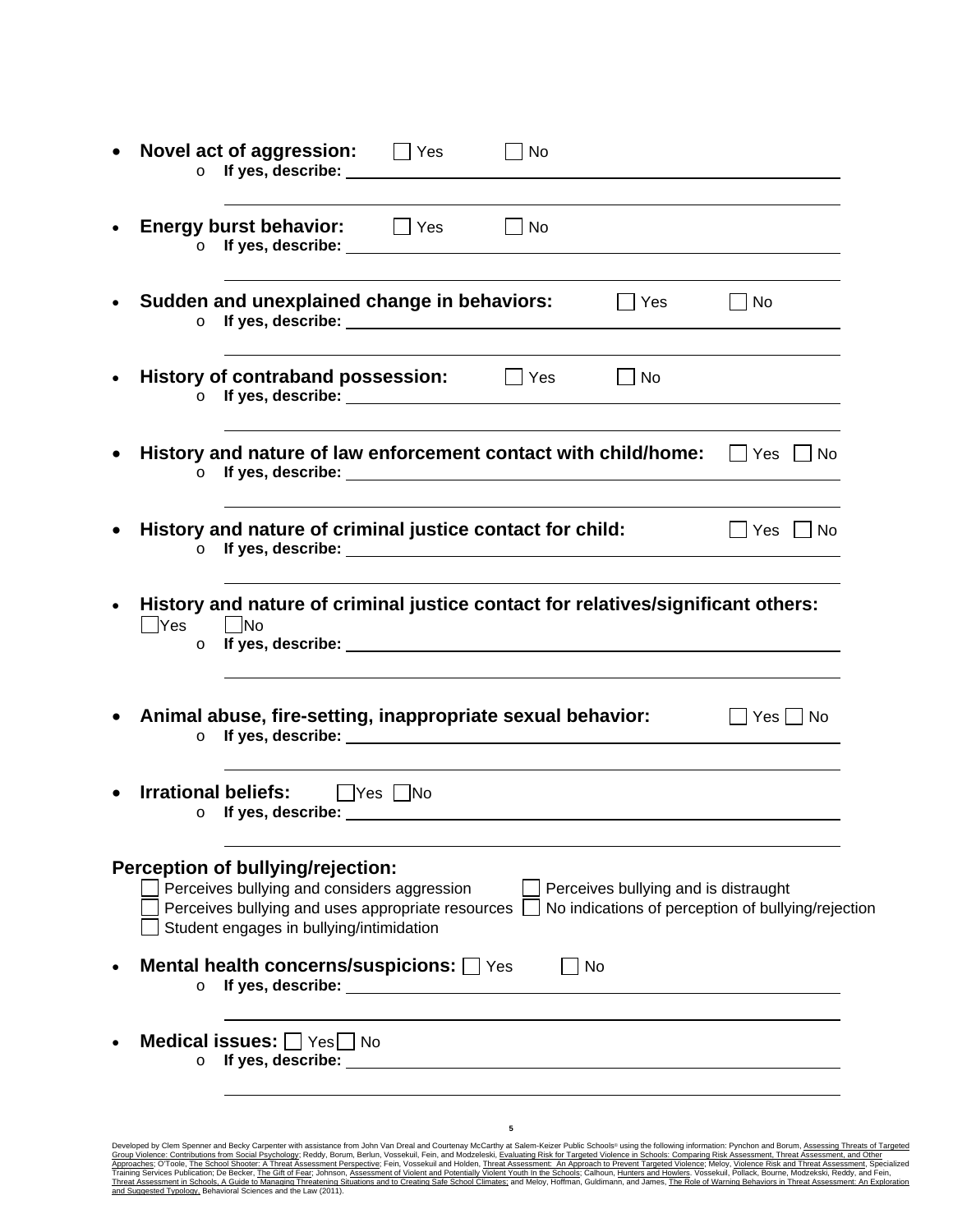- **Novel act of aggression:** ☐ Yes ☐ No
  - **If yes, describe:** \_\_\_\_\_\_\_\_\_\_\_\_\_\_\_\_\_\_\_\_\_\_\_\_\_\_\_\_\_\_\_\_\_\_\_\_\_\_\_\_
- **Energy burst behavior:** ☐ Yes ☐ No
  - **If yes, describe:** \_\_\_\_\_\_\_\_\_\_\_\_\_\_\_\_\_\_\_\_\_\_\_\_\_\_\_\_\_\_\_\_\_\_\_\_\_\_\_\_
- **Sudden and unexplained change in behaviors:** ☐ Yes ☐ No
  - **If yes, describe:** \_\_\_\_\_\_\_\_\_\_\_\_\_\_\_\_\_\_\_\_\_\_\_\_\_\_\_\_\_\_\_\_\_\_\_\_\_\_\_\_
- **History of contraband possession:** ☐ Yes ☐ No
  - **If yes, describe:** \_\_\_\_\_\_\_\_\_\_\_\_\_\_\_\_\_\_\_\_\_\_\_\_\_\_\_\_\_\_\_\_\_\_\_\_\_\_\_\_
- **History and nature of law enforcement contact with child/home:** ☐ Yes ☐ No
  - **If yes, describe:** \_\_\_\_\_\_\_\_\_\_\_\_\_\_\_\_\_\_\_\_\_\_\_\_\_\_\_\_\_\_\_\_\_\_\_\_\_\_\_\_
- **History and nature of criminal justice contact for child:** ☐ Yes ☐ No
  - **If yes, describe:** \_\_\_\_\_\_\_\_\_\_\_\_\_\_\_\_\_\_\_\_\_\_\_\_\_\_\_\_\_\_\_\_\_\_\_\_\_\_\_\_
- **History and nature of criminal justice contact for relatives/significant others:** ☐ Yes ☐ No
  - **If yes, describe:** \_\_\_\_\_\_\_\_\_\_\_\_\_\_\_\_\_\_\_\_\_\_\_\_\_\_\_\_\_\_\_\_\_\_\_\_\_\_\_\_
- **Animal abuse, fire-setting, inappropriate sexual behavior:** ☐ Yes ☐ No
  - **If yes, describe:** \_\_\_\_\_\_\_\_\_\_\_\_\_\_\_\_\_\_\_\_\_\_\_\_\_\_\_\_\_\_\_\_\_\_\_\_\_\_\_\_
- **Irrational beliefs:** ☐ Yes ☐ No
  - **If yes, describe:** \_\_\_\_\_\_\_\_\_\_\_\_\_\_\_\_\_\_\_\_\_\_\_\_\_\_\_\_\_\_\_\_\_\_\_\_\_\_\_\_

**Perception of bullying/rejection:**

☐ Perceives bullying and considers aggression ☐ Perceives bullying and is distraught
☐ Perceives bullying and uses appropriate resources ☐ No indications of perception of bullying/rejection
☐ Student engages in bullying/intimidation

- **Mental health concerns/suspicions:** ☐ Yes ☐ No
  - **If yes, describe:** \_\_\_\_\_\_\_\_\_\_\_\_\_\_\_\_\_\_\_\_\_\_\_\_\_\_\_\_\_\_\_\_\_\_\_\_\_\_\_\_
- **Medical issues:** ☐ Yes ☐ No
  - **If yes, describe:** \_\_\_\_\_\_\_\_\_\_\_\_\_\_\_\_\_\_\_\_\_\_\_\_\_\_\_\_\_\_\_\_\_\_\_\_\_\_\_\_

Developed by Clem Spenner and Becky Carpenter with assistance from John Van Dreal and Courtenay McCarthy at Salem-Keizer Public Schools© using the following information: Pynchon and Borum, Assessing Threats of Targeted Group Violence: Contributions from Social Psychology; Reddy, Borum, Berlun, Vossekuil, Fein, and Modzeleski, Evaluating Risk for Targeted Violence in Schools: Comparing Risk Assessment, Threat Assessment, and Other Approaches; O'Toole, The School Shooter: A Threat Assessment Perspective; Fein, Vossekuil and Holden, Threat Assessment: An Approach to Prevent Targeted Violence; Meloy, Violence Risk and Threat Assessment, Specialized Training Services Publication; De Becker, The Gift of Fear; Johnson, Assessment of Violent and Potentially Violent Youth In the Schools; Calhoun, Hunters and Howlers. Vossekuil, Pollack, Bourne, Modzekski, Reddy, and Fein, Threat Assessment in Schools, A Guide to Managing Threatening Situations and to Creating Safe School Climates; and Meloy, Hoffman, Guldimann, and James, The Role of Warning Behaviors in Threat Assessment: An Exploration and Suggested Typology, Behavioral Sciences and the Law (2011).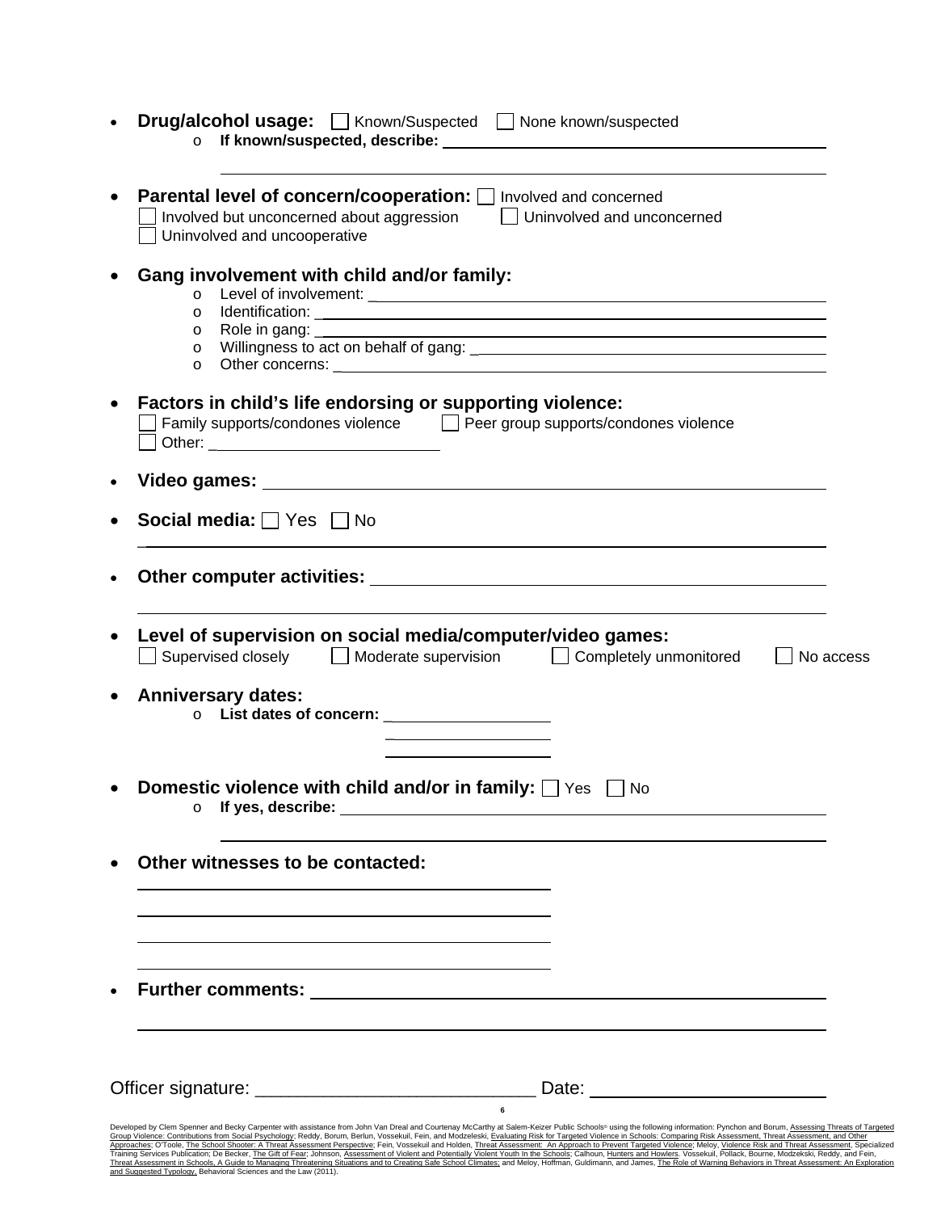- **Drug/alcohol usage:** ☐ Known/Suspected ☐ None known/suspected
  - **If known/suspected, describe:** ______________________________

- **Parental level of concern/cooperation:** ☐ Involved and concerned
  ☐ Involved but unconcerned about aggression ☐ Uninvolved and unconcerned
  ☐ Uninvolved and uncooperative

- **Gang involvement with child and/or family:**
  - Level of involvement: ______________________________
  - Identification: ______________________________
  - Role in gang: ______________________________
  - Willingness to act on behalf of gang: ______________________________
  - Other concerns: ______________________________

- **Factors in child's life endorsing or supporting violence:**
  ☐ Family supports/condones violence ☐ Peer group supports/condones violence
  ☐ Other: ______________________________

- **Video games:** ______________________________

- **Social media:** ☐ Yes ☐ No
  ______________________________

- **Other computer activities:** ______________________________
  ______________________________

- **Level of supervision on social media/computer/video games:**
  ☐ Supervised closely ☐ Moderate supervision ☐ Completely unmonitored ☐ No access

- **Anniversary dates:**
  - **List dates of concern:** ____________________
    ____________________
    ____________________

- **Domestic violence with child and/or in family:** ☐ Yes ☐ No
  - **If yes, describe:** ______________________________
    ______________________________

- **Other witnesses to be contacted:**
  ______________________________
  ______________________________
  ______________________________
  ______________________________

- **Further comments:** ______________________________
  ______________________________

Officer signature: ______________________________ Date: ____________________

Developed by Clem Spenner and Becky Carpenter with assistance from John Van Dreal and Courtenay McCarthy at Salem-Keizer Public Schools© using the following information: Pynchon and Borum, Assessing Threats of Targeted Group Violence: Contributions from Social Psychology; Reddy, Borum, Berlun, Vossekuil, Fein, and Modzeleski, Evaluating Risk for Targeted Violence in Schools: Comparing Risk Assessment, Threat Assessment, and Other Approaches; O'Toole, The School Shooter: A Threat Assessment Perspective; Fein, Vossekuil and Holden, Threat Assessment: An Approach to Prevent Targeted Violence; Meloy, Violence Risk and Threat Assessment, Specialized Training Services Publication; De Becker, The Gift of Fear; Johnson, Assessment of Violent and Potentially Violent Youth In the Schools; Calhoun, Hunters and Howlers. Vossekuil, Pollack, Bourne, Modzekski, Reddy, and Fein, Threat Assessment in Schools, A Guide to Managing Threatening Situations and to Creating Safe School Climates; and Meloy, Hoffman, Guldimann, and James, The Role of Warning Behaviors in Threat Assessment: An Exploration and Suggested Typology, Behavioral Sciences and the Law (2011).